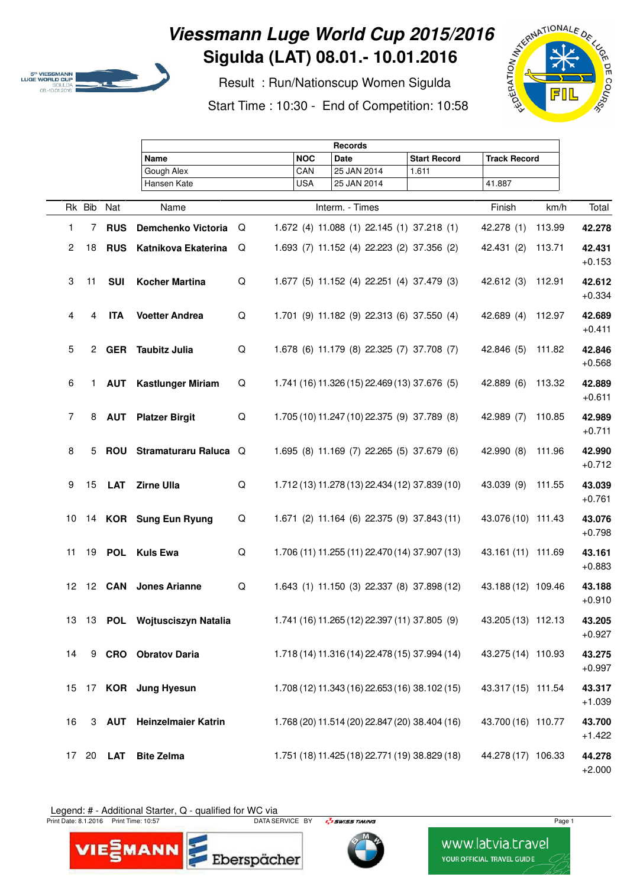# Viessmann Luge World Cup 2015/2016

## Sigulda (LAT) 08.01.- 10.01.2016

Result : Run/Nationscup Women Sigulda

Start Time : 10:30 - End of Competition: 10:58

| Records | | | | |
|---|---|---|---|---|
| **Name** | **NOC** | **Date** | **Start Record** | **Track Record** |
| Gough Alex | CAN | 25 JAN 2014 | 1.611 | |
| Hansen Kate | USA | 25 JAN 2014 | | 41.887 |

| Rk | Bib | Nat | Name | | Interm. - Times | | | | Finish | km/h | Total |
|---|---|---|---|---|---|---|---|---|---|---|---|
| 1 | 7 | **RUS** | **Demchenko Victoria** | Q | 1.672 (4) | 11.088 (1) | 22.145 (1) | 37.218 (1) | 42.278 (1) | 113.99 | **42.278** |
| 2 | 18 | **RUS** | **Katnikova Ekaterina** | Q | 1.693 (7) | 11.152 (4) | 22.223 (2) | 37.356 (2) | 42.431 (2) | 113.71 | **42.431** +0.153 |
| 3 | 11 | **SUI** | **Kocher Martina** | Q | 1.677 (5) | 11.152 (4) | 22.251 (4) | 37.479 (3) | 42.612 (3) | 112.91 | **42.612** +0.334 |
| 4 | 4 | **ITA** | **Voetter Andrea** | Q | 1.701 (9) | 11.182 (9) | 22.313 (6) | 37.550 (4) | 42.689 (4) | 112.97 | **42.689** +0.411 |
| 5 | 2 | **GER** | **Taubitz Julia** | Q | 1.678 (6) | 11.179 (8) | 22.325 (7) | 37.708 (7) | 42.846 (5) | 111.82 | **42.846** +0.568 |
| 6 | 1 | **AUT** | **Kastlunger Miriam** | Q | 1.741 (16) | 11.326 (15) | 22.469 (13) | 37.676 (5) | 42.889 (6) | 113.32 | **42.889** +0.611 |
| 7 | 8 | **AUT** | **Platzer Birgit** | Q | 1.705 (10) | 11.247 (10) | 22.375 (9) | 37.789 (8) | 42.989 (7) | 110.85 | **42.989** +0.711 |
| 8 | 5 | **ROU** | **Stramaturaru Raluca** | Q | 1.695 (8) | 11.169 (7) | 22.265 (5) | 37.679 (6) | 42.990 (8) | 111.96 | **42.990** +0.712 |
| 9 | 15 | **LAT** | **Zirne Ulla** | Q | 1.712 (13) | 11.278 (13) | 22.434 (12) | 37.839 (10) | 43.039 (9) | 111.55 | **43.039** +0.761 |
| 10 | 14 | **KOR** | **Sung Eun Ryung** | Q | 1.671 (2) | 11.164 (6) | 22.375 (9) | 37.843 (11) | 43.076 (10) | 111.43 | **43.076** +0.798 |
| 11 | 19 | **POL** | **Kuls Ewa** | Q | 1.706 (11) | 11.255 (11) | 22.470 (14) | 37.907 (13) | 43.161 (11) | 111.69 | **43.161** +0.883 |
| 12 | 12 | **CAN** | **Jones Arianne** | Q | 1.643 (1) | 11.150 (3) | 22.337 (8) | 37.898 (12) | 43.188 (12) | 109.46 | **43.188** +0.910 |
| 13 | 13 | **POL** | **Wojtusciszyn Natalia** | | 1.741 (16) | 11.265 (12) | 22.397 (11) | 37.805 (9) | 43.205 (13) | 112.13 | **43.205** +0.927 |
| 14 | 9 | **CRO** | **Obratov Daria** | | 1.718 (14) | 11.316 (14) | 22.478 (15) | 37.994 (14) | 43.275 (14) | 110.93 | **43.275** +0.997 |
| 15 | 17 | **KOR** | **Jung Hyesun** | | 1.708 (12) | 11.343 (16) | 22.653 (16) | 38.102 (15) | 43.317 (15) | 111.54 | **43.317** +1.039 |
| 16 | 3 | **AUT** | **Heinzelmaier Katrin** | | 1.768 (20) | 11.514 (20) | 22.847 (20) | 38.404 (16) | 43.700 (16) | 110.77 | **43.700** +1.422 |
| 17 | 20 | **LAT** | **Bite Zelma** | | 1.751 (18) | 11.425 (18) | 22.771 (19) | 38.829 (18) | 44.278 (17) | 106.33 | **44.278** +2.000 |

Legend: # - Additional Starter, Q - qualified for WC via

Print Date: 8.1.2016 Print Time: 10:57 DATA SERVICE BY SWISS TIMING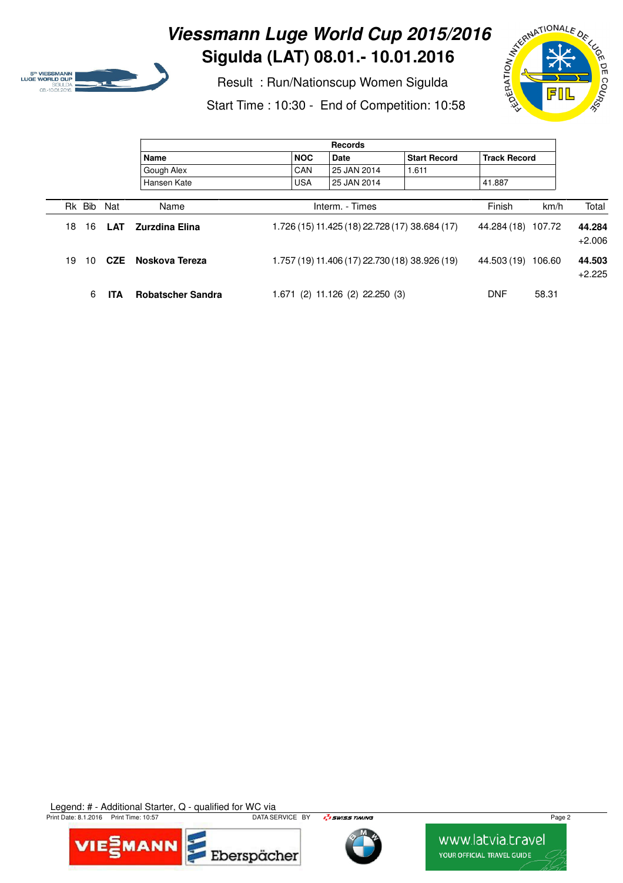# Viessmann Luge World Cup 2015/2016

## Sigulda (LAT) 08.01.- 10.01.2016

Result : Run/Nationscup Women Sigulda

Start Time : 10:30 - End of Competition: 10:58

| Records | | | | |
|---|---|---|---|---|
| **Name** | **NOC** | **Date** | **Start Record** | **Track Record** |
| Gough Alex | CAN | 25 JAN 2014 | 1.611 | |
| Hansen Kate | USA | 25 JAN 2014 | | 41.887 |

| Rk | Bib | Nat | Name | Interm. - Times | Finish | km/h | Total |
|---|---|---|---|---|---|---|---|
| 18 | 16 | **LAT** | **Zurzdina Elina** | 1.726 (15) 11.425 (18) 22.728 (17) 38.684 (17) | 44.284 (18) | 107.72 | **44.284** +2.006 |
| 19 | 10 | **CZE** | **Noskova Tereza** | 1.757 (19) 11.406 (17) 22.730 (18) 38.926 (19) | 44.503 (19) | 106.60 | **44.503** +2.225 |
| | 6 | **ITA** | **Robatscher Sandra** | 1.671 (2) 11.126 (2) 22.250 (3) | DNF | 58.31 | |

Legend: # - Additional Starter, Q - qualified for WC via

Print Date: 8.1.2016 Print Time: 10:57 DATA SERVICE BY SWISS TIMING